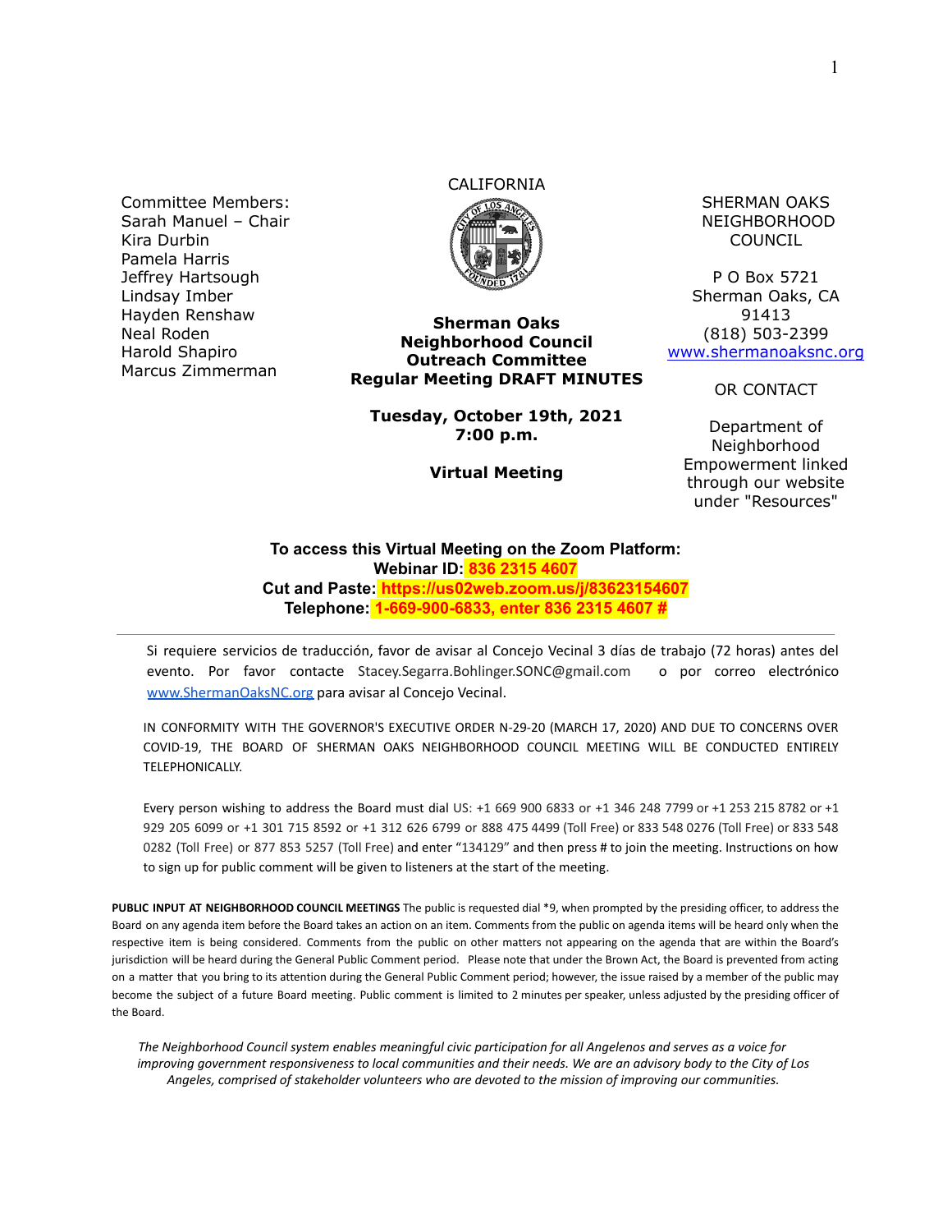Committee Members:
Sarah Manuel – Chair
Kira Durbin
Pamela Harris
Jeffrey Hartsough
Lindsay Imber
Hayden Renshaw
Neal Roden
Harold Shapiro
Marcus Zimmerman

CALIFORNIA

**Sherman Oaks Neighborhood Council Outreach Committee Regular Meeting DRAFT MINUTES**

**Tuesday, October 19th, 2021**
**7:00 p.m.**

**Virtual Meeting**

SHERMAN OAKS NEIGHBORHOOD COUNCIL

P O Box 5721
Sherman Oaks, CA 91413
(818) 503-2399
[www.shermanoaksnc.org](http://www.shermanoaksnc.org)

OR CONTACT

Department of Neighborhood Empowerment linked through our website under "Resources"

**To access this Virtual Meeting on the Zoom Platform:**
**Webinar ID: 836 2315 4607**
**Cut and Paste: https://us02web.zoom.us/j/83623154607**
**Telephone: 1-669-900-6833, enter 836 2315 4607 #**

---

Si requiere servicios de traducción, favor de avisar al Concejo Vecinal 3 días de trabajo (72 horas) antes del evento. Por favor contacte Stacey.Segarra.Bohlinger.SONC@gmail.com o por correo electrónico [www.ShermanOaksNC.org](http://www.ShermanOaksNC.org) para avisar al Concejo Vecinal.

IN CONFORMITY WITH THE GOVERNOR'S EXECUTIVE ORDER N-29-20 (MARCH 17, 2020) AND DUE TO CONCERNS OVER COVID-19, THE BOARD OF SHERMAN OAKS NEIGHBORHOOD COUNCIL MEETING WILL BE CONDUCTED ENTIRELY TELEPHONICALLY.

Every person wishing to address the Board must dial US: +1 669 900 6833 or +1 346 248 7799 or +1 253 215 8782 or +1 929 205 6099 or +1 301 715 8592 or +1 312 626 6799 or 888 475 4499 (Toll Free) or 833 548 0276 (Toll Free) or 833 548 0282 (Toll Free) or 877 853 5257 (Toll Free) and enter "134129" and then press # to join the meeting. Instructions on how to sign up for public comment will be given to listeners at the start of the meeting.

**PUBLIC INPUT AT NEIGHBORHOOD COUNCIL MEETINGS** The public is requested dial *9, when prompted by the presiding officer, to address the Board on any agenda item before the Board takes an action on an item. Comments from the public on agenda items will be heard only when the respective item is being considered. Comments from the public on other matters not appearing on the agenda that are within the Board's jurisdiction will be heard during the General Public Comment period. Please note that under the Brown Act, the Board is prevented from acting on a matter that you bring to its attention during the General Public Comment period; however, the issue raised by a member of the public may become the subject of a future Board meeting. Public comment is limited to 2 minutes per speaker, unless adjusted by the presiding officer of the Board.

*The Neighborhood Council system enables meaningful civic participation for all Angelenos and serves as a voice for improving government responsiveness to local communities and their needs. We are an advisory body to the City of Los Angeles, comprised of stakeholder volunteers who are devoted to the mission of improving our communities.*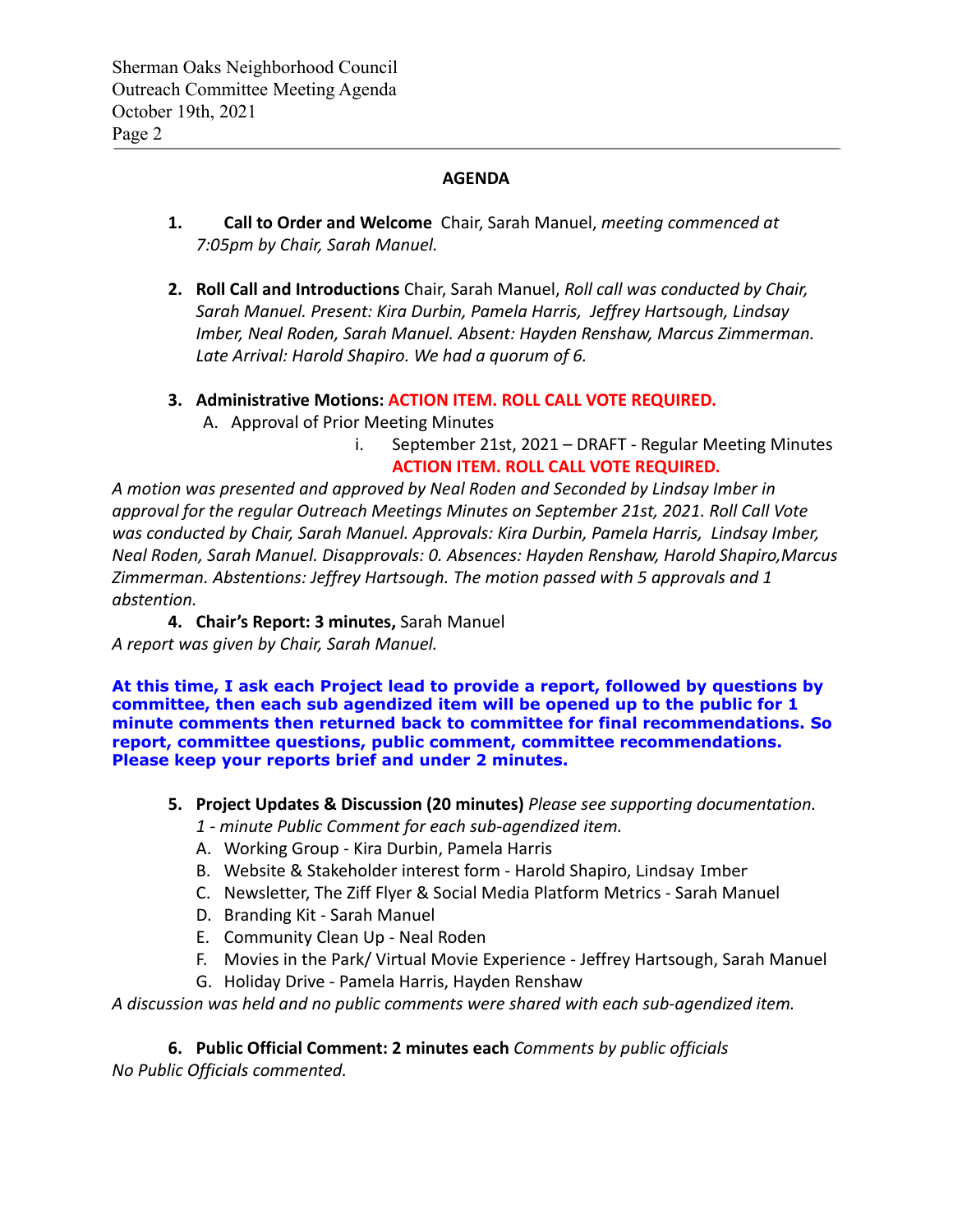## AGENDA

1. **Call to Order and Welcome** Chair, Sarah Manuel, *meeting commenced at 7:05pm by Chair, Sarah Manuel.*

2. **Roll Call and Introductions** Chair, Sarah Manuel, *Roll call was conducted by Chair, Sarah Manuel. Present: Kira Durbin, Pamela Harris, Jeffrey Hartsough, Lindsay Imber, Neal Roden, Sarah Manuel. Absent: Hayden Renshaw, Marcus Zimmerman. Late Arrival: Harold Shapiro. We had a quorum of 6.*

3. **Administrative Motions: ACTION ITEM. ROLL CALL VOTE REQUIRED.**
   A. Approval of Prior Meeting Minutes
      i. September 21st, 2021 – DRAFT - Regular Meeting Minutes **ACTION ITEM. ROLL CALL VOTE REQUIRED.**

*A motion was presented and approved by Neal Roden and Seconded by Lindsay Imber in approval for the regular Outreach Meetings Minutes on September 21st, 2021. Roll Call Vote was conducted by Chair, Sarah Manuel. Approvals: Kira Durbin, Pamela Harris, Lindsay Imber, Neal Roden, Sarah Manuel. Disapprovals: 0. Absences: Hayden Renshaw, Harold Shapiro,Marcus Zimmerman. Abstentions: Jeffrey Hartsough. The motion passed with 5 approvals and 1 abstention.*

4. **Chair's Report: 3 minutes,** Sarah Manuel

*A report was given by Chair, Sarah Manuel.*

**At this time, I ask each Project lead to provide a report, followed by questions by committee, then each sub agendized item will be opened up to the public for 1 minute comments then returned back to committee for final recommendations. So report, committee questions, public comment, committee recommendations. Please keep your reports brief and under 2 minutes.**

5. **Project Updates & Discussion (20 minutes)** *Please see supporting documentation. 1 - minute Public Comment for each sub-agendized item.*
   A. Working Group - Kira Durbin, Pamela Harris
   B. Website & Stakeholder interest form - Harold Shapiro, Lindsay Imber
   C. Newsletter, The Ziff Flyer & Social Media Platform Metrics - Sarah Manuel
   D. Branding Kit - Sarah Manuel
   E. Community Clean Up - Neal Roden
   F. Movies in the Park/ Virtual Movie Experience - Jeffrey Hartsough, Sarah Manuel
   G. Holiday Drive - Pamela Harris, Hayden Renshaw

*A discussion was held and no public comments were shared with each sub-agendized item.*

6. **Public Official Comment: 2 minutes each** *Comments by public officials*

*No Public Officials commented.*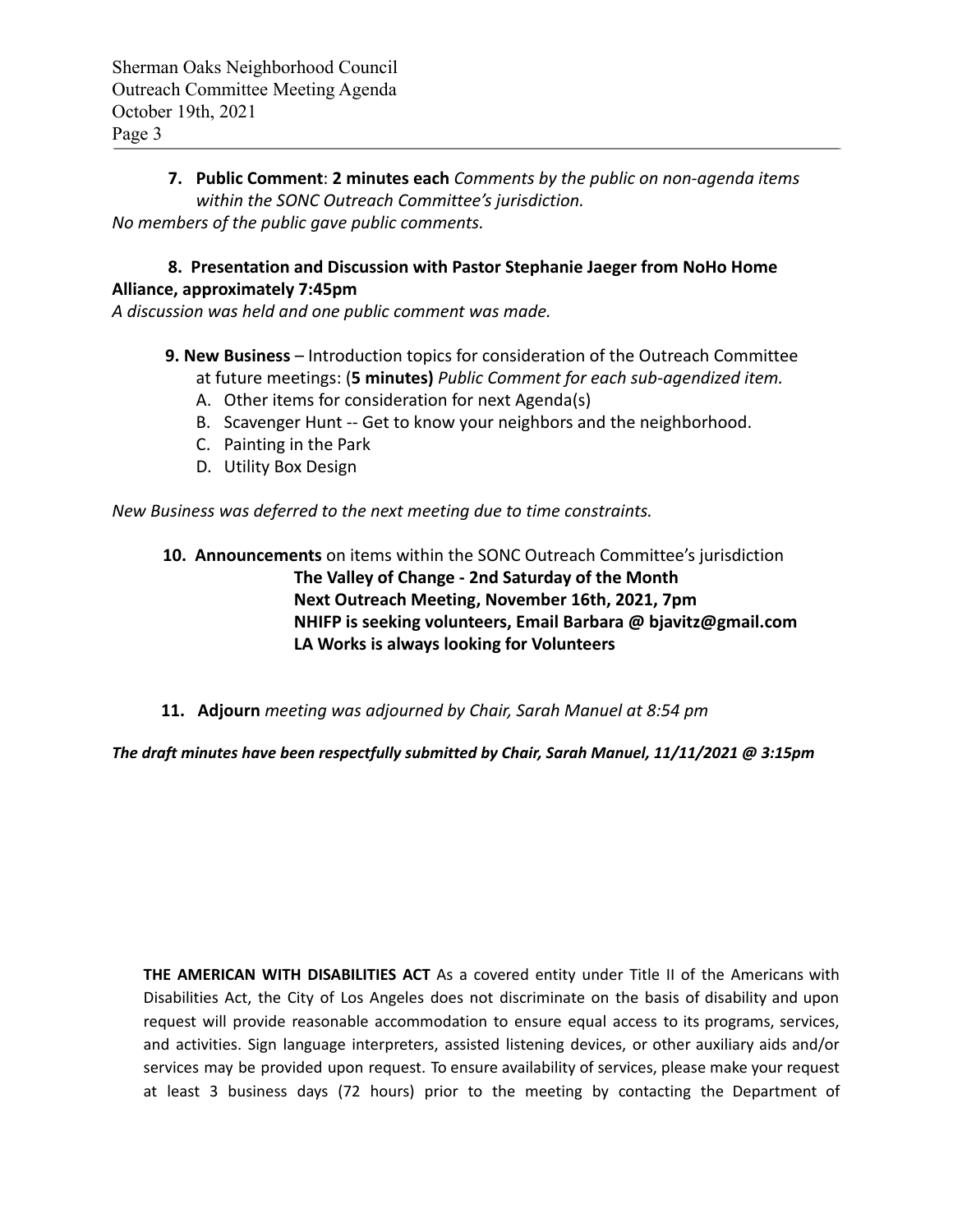**7. Public Comment**: **2 minutes each** *Comments by the public on non-agenda items within the SONC Outreach Committee's jurisdiction.*

*No members of the public gave public comments.*

**8. Presentation and Discussion with Pastor Stephanie Jaeger from NoHo Home Alliance, approximately 7:45pm**

*A discussion was held and one public comment was made.*

**9. New Business** – Introduction topics for consideration of the Outreach Committee at future meetings: (**5 minutes)** *Public Comment for each sub-agendized item.*

A. Other items for consideration for next Agenda(s)
B. Scavenger Hunt -- Get to know your neighbors and the neighborhood.
C. Painting in the Park
D. Utility Box Design

*New Business was deferred to the next meeting due to time constraints.*

**10. Announcements** on items within the SONC Outreach Committee's jurisdiction

**The Valley of Change - 2nd Saturday of the Month**
**Next Outreach Meeting, November 16th, 2021, 7pm**
**NHIFP is seeking volunteers, Email Barbara @ bjavitz@gmail.com**
**LA Works is always looking for Volunteers**

**11. Adjourn** *meeting was adjourned by Chair, Sarah Manuel at 8:54 pm*

***The draft minutes have been respectfully submitted by Chair, Sarah Manuel, 11/11/2021 @ 3:15pm***

**THE AMERICAN WITH DISABILITIES ACT** As a covered entity under Title II of the Americans with Disabilities Act, the City of Los Angeles does not discriminate on the basis of disability and upon request will provide reasonable accommodation to ensure equal access to its programs, services, and activities. Sign language interpreters, assisted listening devices, or other auxiliary aids and/or services may be provided upon request. To ensure availability of services, please make your request at least 3 business days (72 hours) prior to the meeting by contacting the Department of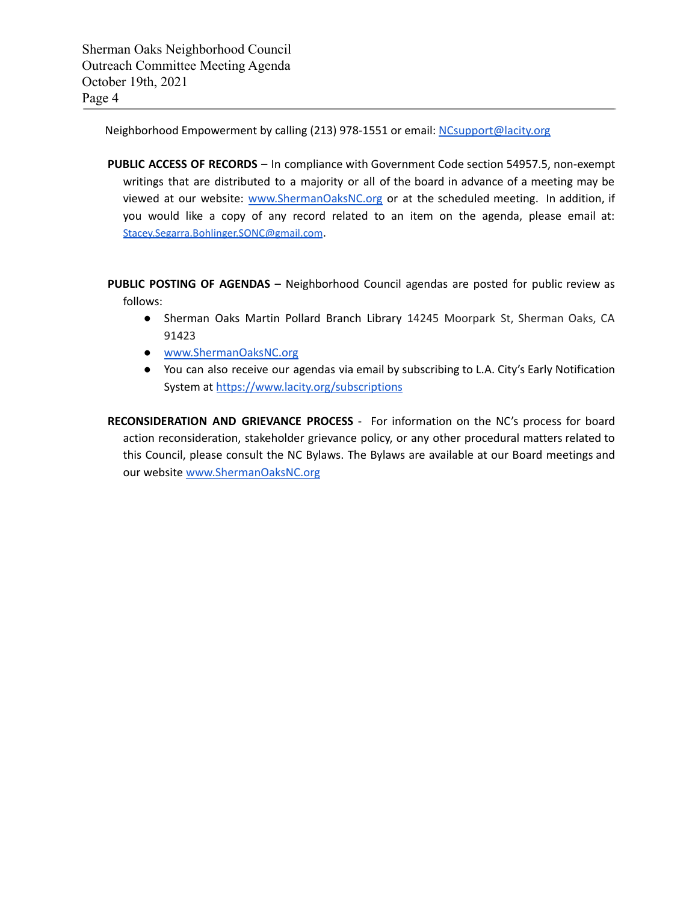Neighborhood Empowerment by calling (213) 978-1551 or email: NCsupport@lacity.org

**PUBLIC ACCESS OF RECORDS** – In compliance with Government Code section 54957.5, non-exempt writings that are distributed to a majority or all of the board in advance of a meeting may be viewed at our website: www.ShermanOaksNC.org or at the scheduled meeting. In addition, if you would like a copy of any record related to an item on the agenda, please email at: Stacey.Segarra.Bohlinger.SONC@gmail.com.

**PUBLIC POSTING OF AGENDAS** – Neighborhood Council agendas are posted for public review as follows:

- Sherman Oaks Martin Pollard Branch Library 14245 Moorpark St, Sherman Oaks, CA 91423
- www.ShermanOaksNC.org
- You can also receive our agendas via email by subscribing to L.A. City's Early Notification System at https://www.lacity.org/subscriptions

**RECONSIDERATION AND GRIEVANCE PROCESS** - For information on the NC's process for board action reconsideration, stakeholder grievance policy, or any other procedural matters related to this Council, please consult the NC Bylaws. The Bylaws are available at our Board meetings and our website www.ShermanOaksNC.org